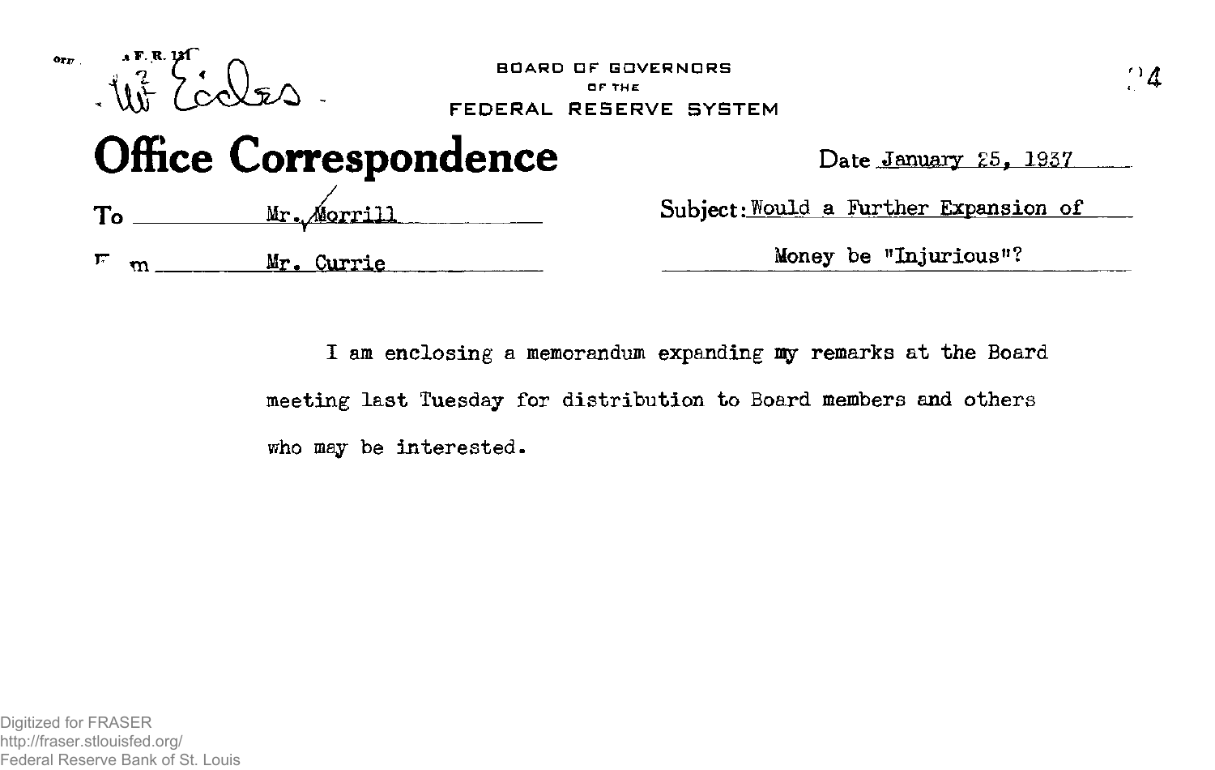Mr. Eccles

BOARD OF GOVERNORS
OF THE
FEDERAL RESERVE SYSTEM

# Office Correspondence

Date January 25, 1937

To Mr. Morrill

From Mr. Currie

Subject: Would a Further Expansion of Money be "Injurious"?

I am enclosing a memorandum expanding my remarks at the Board meeting last Tuesday for distribution to Board members and others who may be interested.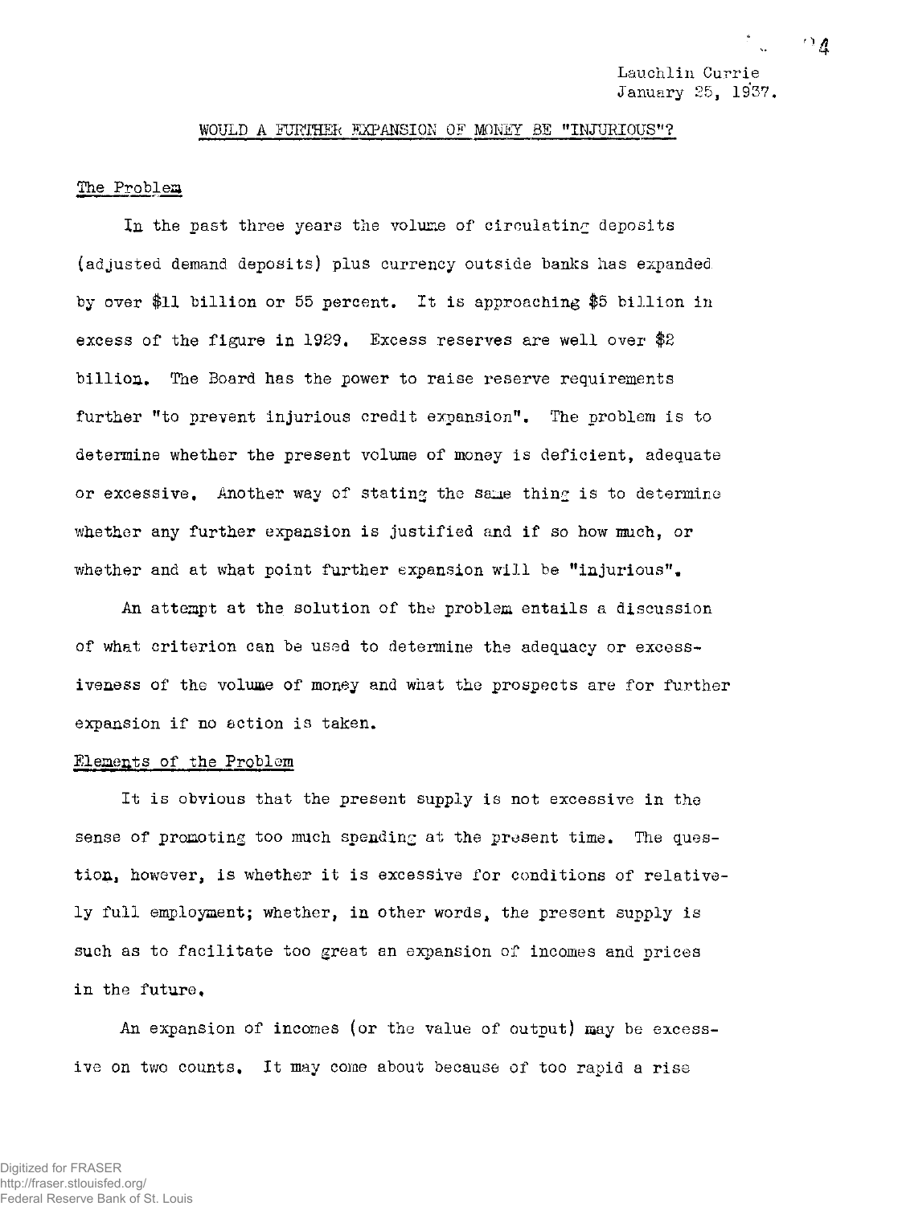Lauchlin Currie
January 25, 1937.

## WOULD A FURTHER EXPANSION OF MONEY BE "INJURIOUS"?

### The Problem

In the past three years the volume of circulating deposits (adjusted demand deposits) plus currency outside banks has expanded by over $11 billion or 55 percent. It is approaching $5 billion in excess of the figure in 1929. Excess reserves are well over $2 billion. The Board has the power to raise reserve requirements further "to prevent injurious credit expansion". The problem is to determine whether the present volume of money is deficient, adequate or excessive. Another way of stating the same thing is to determine whether any further expansion is justified and if so how much, or whether and at what point further expansion will be "injurious".

An attempt at the solution of the problem entails a discussion of what criterion can be used to determine the adequacy or excessiveness of the volume of money and what the prospects are for further expansion if no action is taken.

### Elements of the Problem

It is obvious that the present supply is not excessive in the sense of promoting too much spending at the present time. The question, however, is whether it is excessive for conditions of relatively full employment; whether, in other words, the present supply is such as to facilitate too great an expansion of incomes and prices in the future.

An expansion of incomes (or the value of output) may be excessive on two counts. It may come about because of too rapid a rise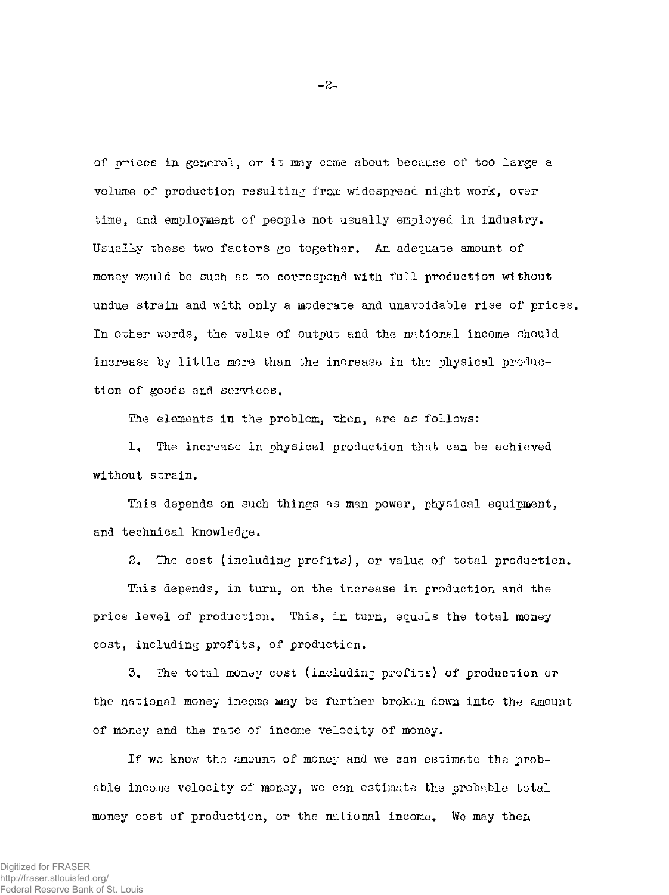of prices in general, or it may come about because of too large a volume of production resulting from widespread night work, over time, and employment of people not usually employed in industry. Usually these two factors go together. An adequate amount of money would be such as to correspond with full production without undue strain and with only a moderate and unavoidable rise of prices. In other words, the value of output and the national income should increase by little more than the increase in the physical production of goods and services.

The elements in the problem, then, are as follows:

1. The increase in physical production that can be achieved without strain.

This depends on such things as man power, physical equipment, and technical knowledge.

2. The cost (including profits), or value of total production.

This depends, in turn, on the increase in production and the price level of production. This, in turn, equals the total money cost, including profits, of production.

3. The total money cost (including profits) of production or the national money income may be further broken down into the amount of money and the rate of income velocity of money.

If we know the amount of money and we can estimate the probable income velocity of money, we can estimate the probable total money cost of production, or the national income. We may then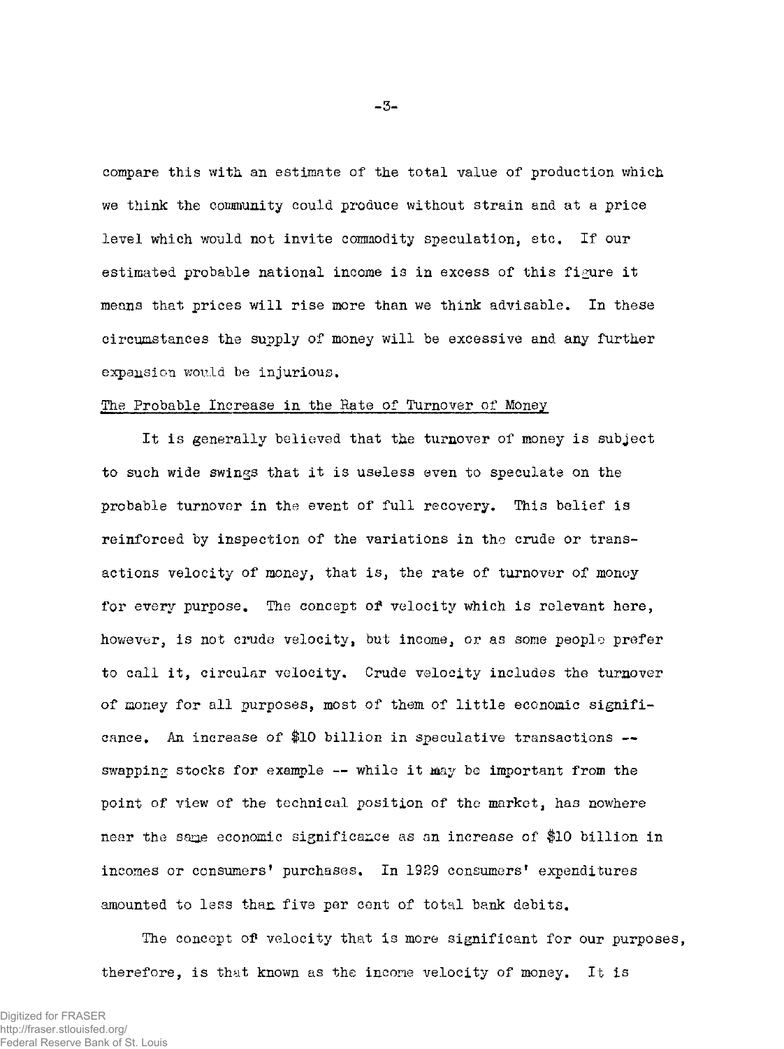compare this with an estimate of the total value of production which we think the community could produce without strain and at a price level which would not invite commodity speculation, etc. If our estimated probable national income is in excess of this figure it means that prices will rise more than we think advisable. In these circumstances the supply of money will be excessive and any further expansion would be injurious.

## The Probable Increase in the Rate of Turnover of Money

It is generally believed that the turnover of money is subject to such wide swings that it is useless even to speculate on the probable turnover in the event of full recovery. This belief is reinforced by inspection of the variations in the crude or transactions velocity of money, that is, the rate of turnover of money for every purpose. The concept of velocity which is relevant here, however, is not crude velocity, but income, or as some people prefer to call it, circular velocity. Crude velocity includes the turnover of money for all purposes, most of them of little economic significance. An increase of $10 billion in speculative transactions -- swapping stocks for example -- while it may be important from the point of view of the technical position of the market, has nowhere near the same economic significance as an increase of $10 billion in incomes or consumers' purchases. In 1929 consumers' expenditures amounted to less than five per cent of total bank debits.

The concept of velocity that is more significant for our purposes, therefore, is that known as the income velocity of money. It is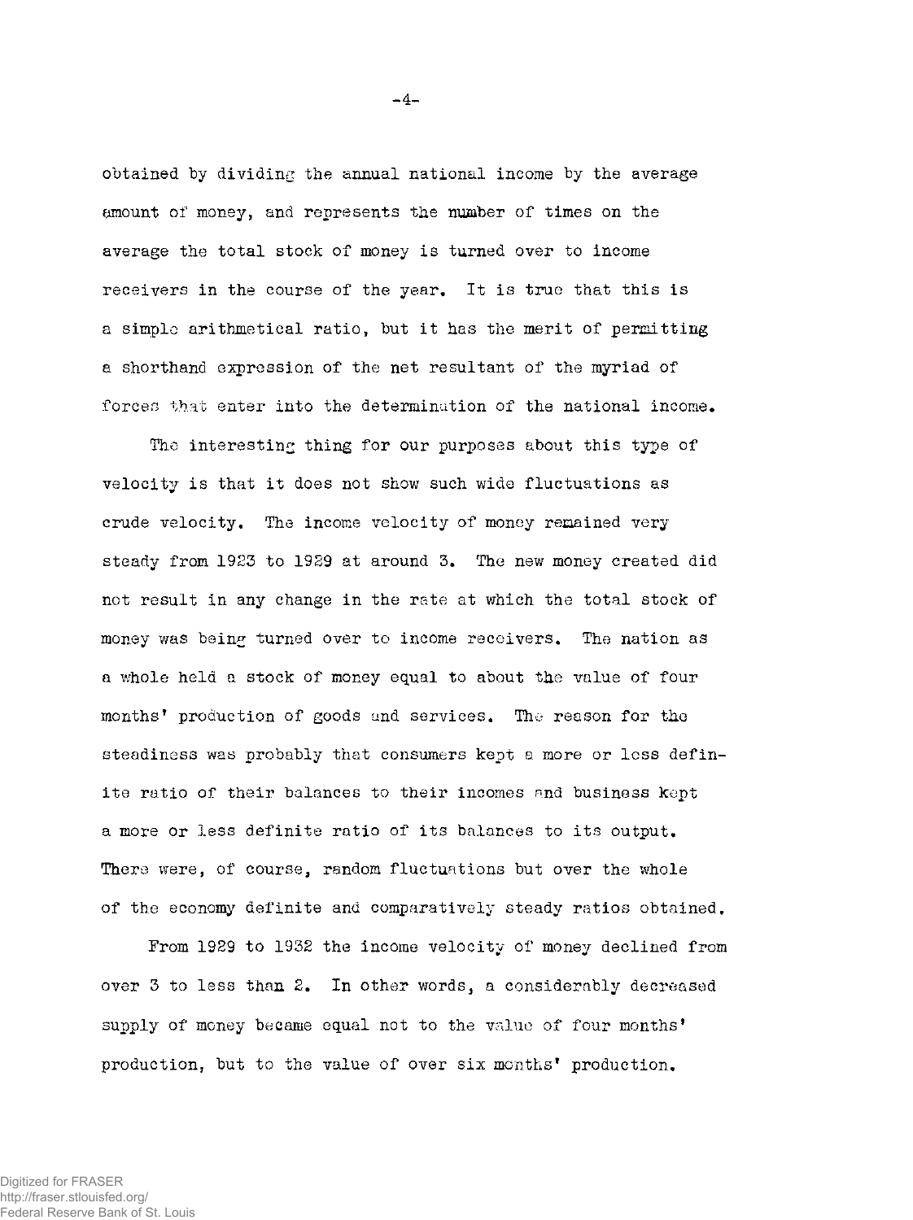obtained by dividing the annual national income by the average amount of money, and represents the number of times on the average the total stock of money is turned over to income receivers in the course of the year. It is true that this is a simple arithmetical ratio, but it has the merit of permitting a shorthand expression of the net resultant of the myriad of forces that enter into the determination of the national income.

The interesting thing for our purposes about this type of velocity is that it does not show such wide fluctuations as crude velocity. The income velocity of money remained very steady from 1923 to 1929 at around 3. The new money created did not result in any change in the rate at which the total stock of money was being turned over to income receivers. The nation as a whole held a stock of money equal to about the value of four months' production of goods and services. The reason for the steadiness was probably that consumers kept a more or less definite ratio of their balances to their incomes and business kept a more or less definite ratio of its balances to its output. There were, of course, random fluctuations but over the whole of the economy definite and comparatively steady ratios obtained.

From 1929 to 1932 the income velocity of money declined from over 3 to less than 2. In other words, a considerably decreased supply of money became equal not to the value of four months' production, but to the value of over six months' production.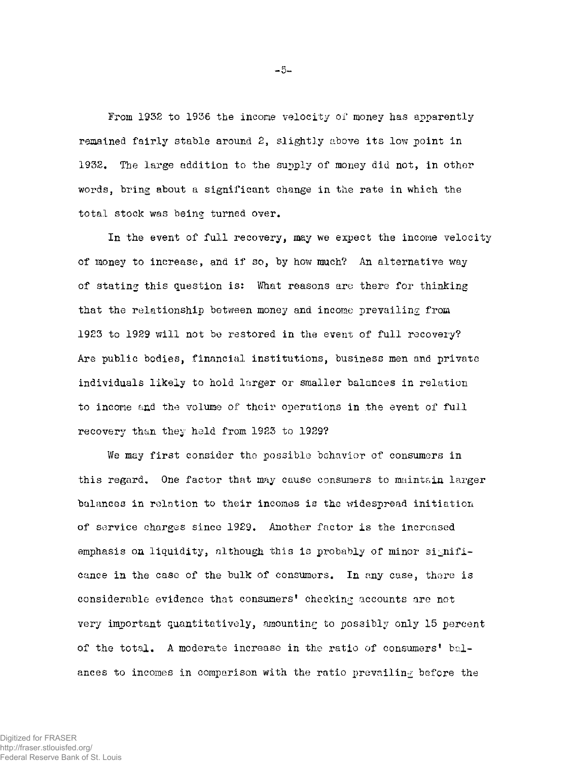From 1932 to 1936 the income velocity of money has apparently remained fairly stable around 2, slightly above its low point in 1932. The large addition to the supply of money did not, in other words, bring about a significant change in the rate in which the total stock was being turned over.

In the event of full recovery, may we expect the income velocity of money to increase, and if so, by how much? An alternative way of stating this question is: What reasons are there for thinking that the relationship between money and income prevailing from 1923 to 1929 will not be restored in the event of full recovery? Are public bodies, financial institutions, business men and private individuals likely to hold larger or smaller balances in relation to income and the volume of their operations in the event of full recovery than they held from 1923 to 1929?

We may first consider the possible behavior of consumers in this regard. One factor that may cause consumers to maintain larger balances in relation to their incomes is the widespread initiation of service charges since 1929. Another factor is the increased emphasis on liquidity, although this is probably of minor significance in the case of the bulk of consumers. In any case, there is considerable evidence that consumers' checking accounts are not very important quantitatively, amounting to possibly only 15 percent of the total. A moderate increase in the ratio of consumers' balances to incomes in comparison with the ratio prevailing before the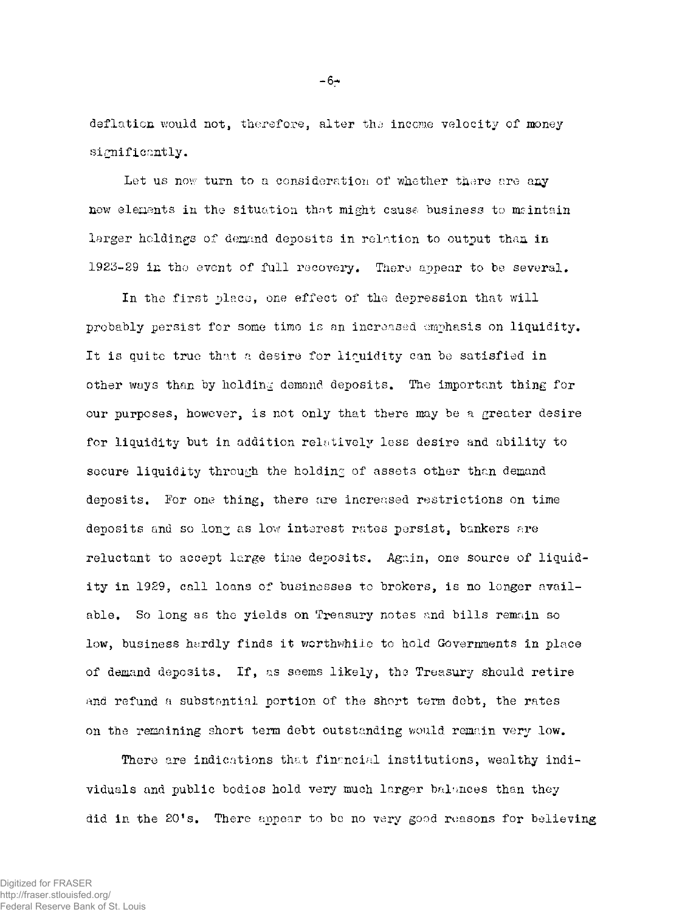deflation would not, therefore, alter the income velocity of money significantly.

Let us now turn to a consideration of whether there are any new elements in the situation that might cause business to maintain larger holdings of demand deposits in relation to output than in 1923-29 in the event of full recovery. There appear to be several.

In the first place, one effect of the depression that will probably persist for some time is an increased emphasis on liquidity. It is quite true that a desire for liquidity can be satisfied in other ways than by holding demand deposits. The important thing for our purposes, however, is not only that there may be a greater desire for liquidity but in addition relatively less desire and ability to secure liquidity through the holding of assets other than demand deposits. For one thing, there are increased restrictions on time deposits and so long as low interest rates persist, bankers are reluctant to accept large time deposits. Again, one source of liquidity in 1929, call loans of businesses to brokers, is no longer available. So long as the yields on Treasury notes and bills remain so low, business hardly finds it worthwhile to hold Governments in place of demand deposits. If, as seems likely, the Treasury should retire and refund a substantial portion of the short term debt, the rates on the remaining short term debt outstanding would remain very low.

There are indications that financial institutions, wealthy individuals and public bodies hold very much larger balances than they did in the 20's. There appear to be no very good reasons for believing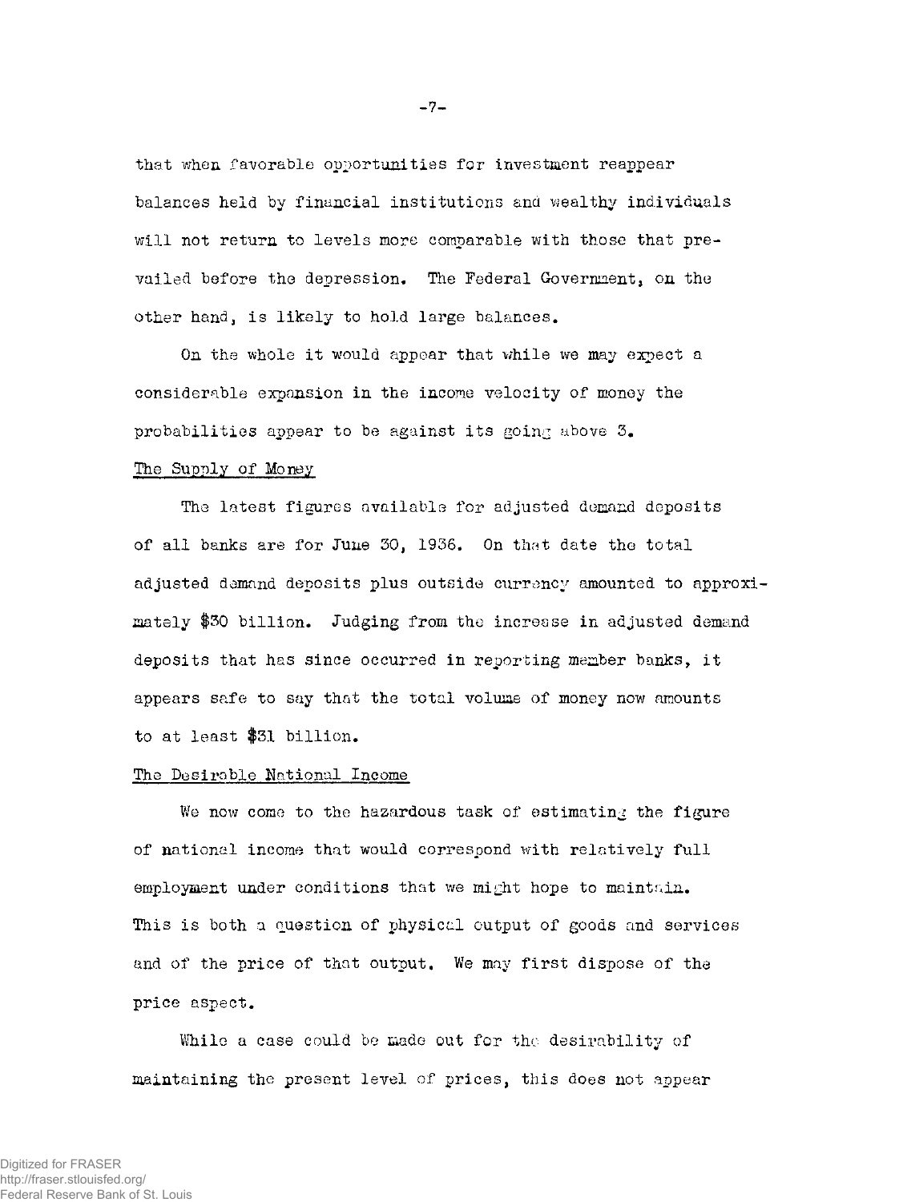that when favorable opportunities for investment reappear balances held by financial institutions and wealthy individuals will not return to levels more comparable with those that prevailed before the depression. The Federal Government, on the other hand, is likely to hold large balances.

On the whole it would appear that while we may expect a considerable expansion in the income velocity of money the probabilities appear to be against its going above 3.

## The Supply of Money

The latest figures available for adjusted demand deposits of all banks are for June 30, 1936. On that date the total adjusted demand deposits plus outside currency amounted to approximately $30 billion. Judging from the increase in adjusted demand deposits that has since occurred in reporting member banks, it appears safe to say that the total volume of money now amounts to at least $31 billion.

## The Desirable National Income

We now come to the hazardous task of estimating the figure of national income that would correspond with relatively full employment under conditions that we might hope to maintain. This is both a question of physical output of goods and services and of the price of that output. We may first dispose of the price aspect.

While a case could be made out for the desirability of maintaining the present level of prices, this does not appear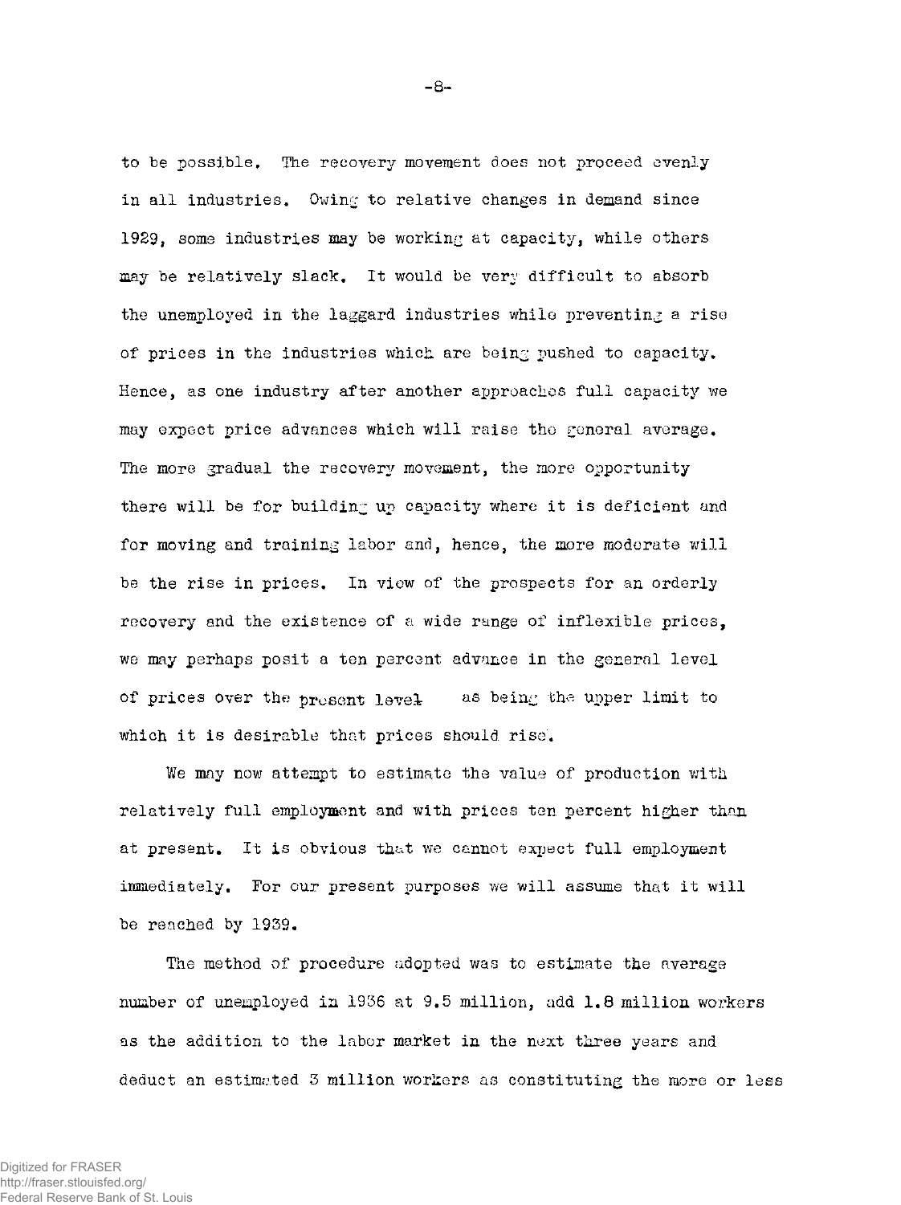to be possible. The recovery movement does not proceed evenly in all industries. Owing to relative changes in demand since 1929, some industries may be working at capacity, while others may be relatively slack. It would be very difficult to absorb the unemployed in the laggard industries while preventing a rise of prices in the industries which are being pushed to capacity. Hence, as one industry after another approaches full capacity we may expect price advances which will raise the general average. The more gradual the recovery movement, the more opportunity there will be for building up capacity where it is deficient and for moving and training labor and, hence, the more moderate will be the rise in prices. In view of the prospects for an orderly recovery and the existence of a wide range of inflexible prices, we may perhaps posit a ten percent advance in the general level of prices over the present level as being the upper limit to which it is desirable that prices should rise.

We may now attempt to estimate the value of production with relatively full employment and with prices ten percent higher than at present. It is obvious that we cannot expect full employment immediately. For our present purposes we will assume that it will be reached by 1939.

The method of procedure adopted was to estimate the average number of unemployed in 1936 at 9.5 million, add 1.8 million workers as the addition to the labor market in the next three years and deduct an estimated 3 million workers as constituting the more or less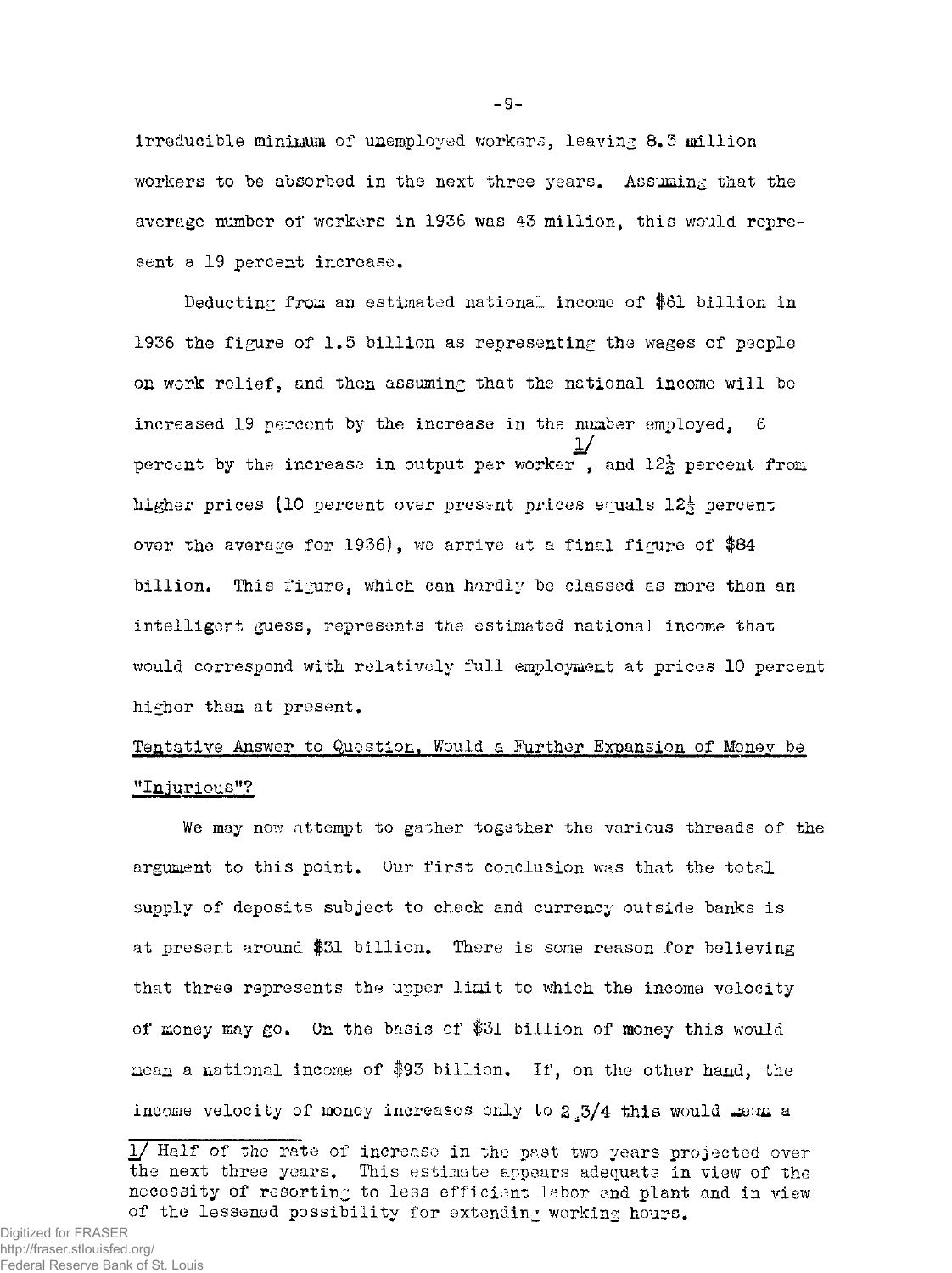irreducible minimum of unemployed workers, leaving 8.3 million workers to be absorbed in the next three years. Assuming that the average number of workers in 1936 was 43 million, this would represent a 19 percent increase.

Deducting from an estimated national income of $61 billion in 1936 the figure of 1.5 billion as representing the wages of people on work relief, and then assuming that the national income will be increased 19 percent by the increase in the number employed, 6 percent by the increase in output per worker[1], and 12½ percent from higher prices (10 percent over present prices equals 12½ percent over the average for 1936), we arrive at a final figure of $84 billion. This figure, which can hardly be classed as more than an intelligent guess, represents the estimated national income that would correspond with relatively full employment at prices 10 percent higher than at present.

Tentative Answer to Question, Would a Further Expansion of Money be "Injurious"?

We may now attempt to gather together the various threads of the argument to this point. Our first conclusion was that the total supply of deposits subject to check and currency outside banks is at present around $31 billion. There is some reason for believing that three represents the upper limit to which the income velocity of money may go. On the basis of $31 billion of money this would mean a national income of $93 billion. If, on the other hand, the income velocity of money increases only to 2 3/4 this would mean a

---

[1] Half of the rate of increase in the past two years projected over the next three years. This estimate appears adequate in view of the necessity of resorting to less efficient labor and plant and in view of the lessened possibility for extending working hours.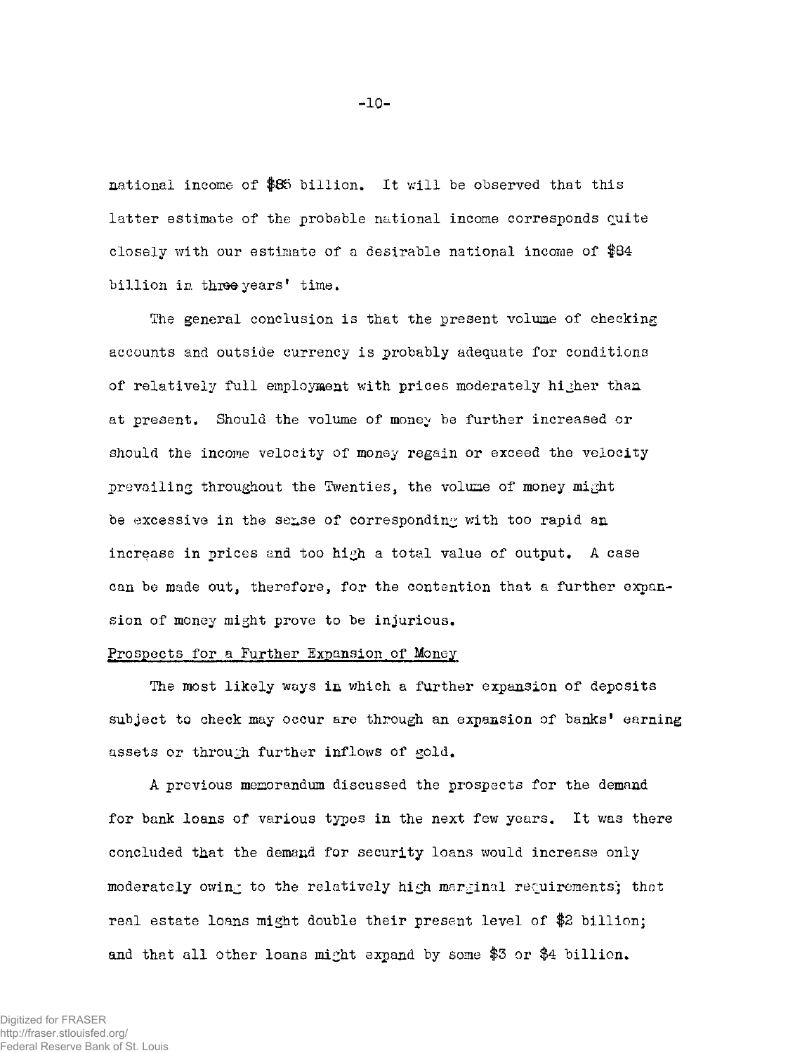national income of $85 billion. It will be observed that this latter estimate of the probable national income corresponds quite closely with our estimate of a desirable national income of $84 billion in three years' time.

The general conclusion is that the present volume of checking accounts and outside currency is probably adequate for conditions of relatively full employment with prices moderately higher than at present. Should the volume of money be further increased or should the income velocity of money regain or exceed the velocity prevailing throughout the Twenties, the volume of money might be excessive in the sense of corresponding with too rapid an increase in prices and too high a total value of output. A case can be made out, therefore, for the contention that a further expansion of money might prove to be injurious.

<u>Prospects for a Further Expansion of Money</u>

The most likely ways in which a further expansion of deposits subject to check may occur are through an expansion of banks' earning assets or through further inflows of gold.

A previous memorandum discussed the prospects for the demand for bank loans of various types in the next few years. It was there concluded that the demand for security loans would increase only moderately owing to the relatively high marginal requirements; that real estate loans might double their present level of $2 billion; and that all other loans might expand by some $3 or $4 billion.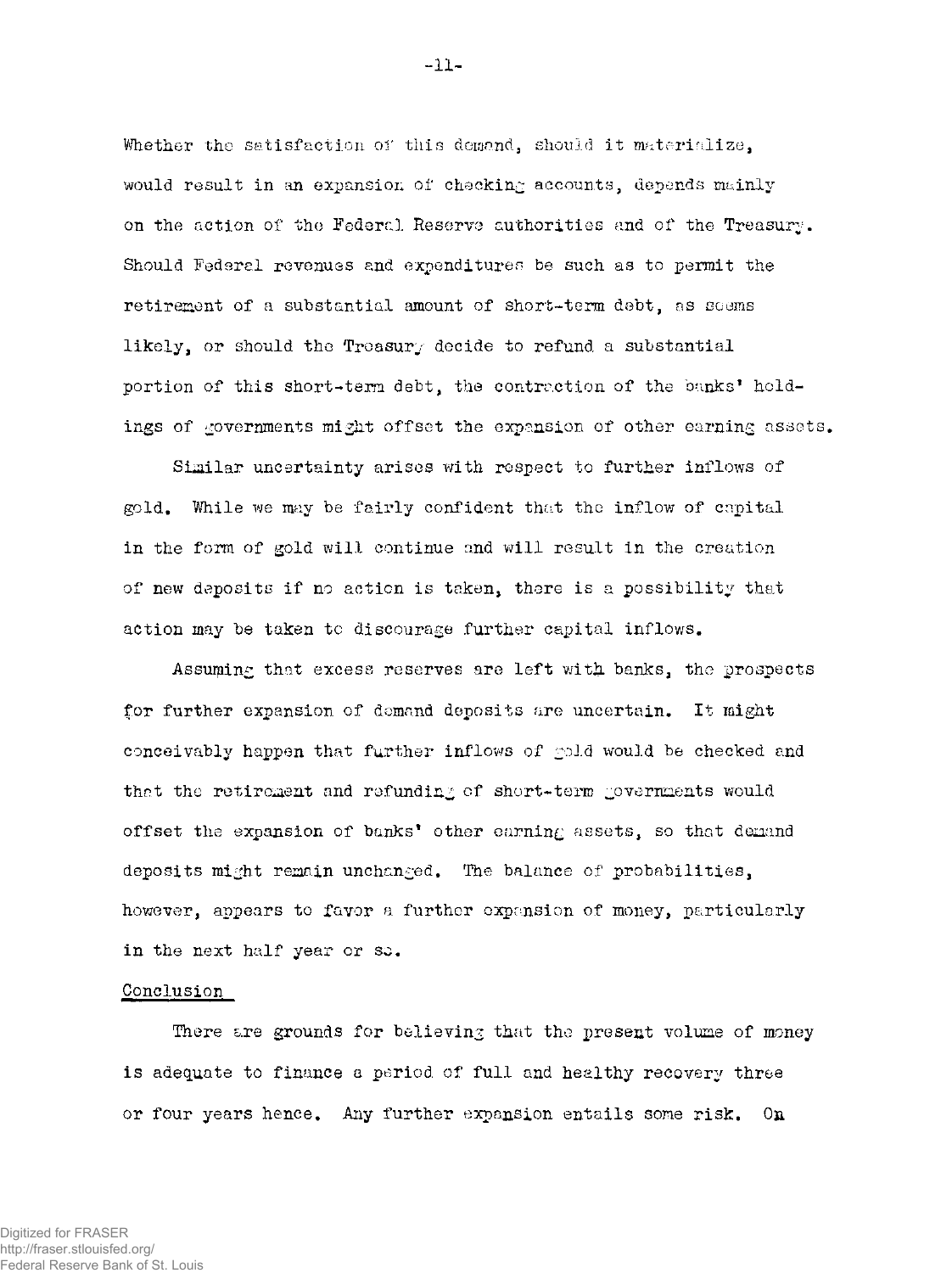Whether the satisfaction of this demand, should it materialize, would result in an expansion of checking accounts, depends mainly on the action of the Federal Reserve authorities and of the Treasury. Should Federal revenues and expenditures be such as to permit the retirement of a substantial amount of short-term debt, as seems likely, or should the Treasury decide to refund a substantial portion of this short-term debt, the contraction of the banks' holdings of governments might offset the expansion of other earning assets.

Similar uncertainty arises with respect to further inflows of gold. While we may be fairly confident that the inflow of capital in the form of gold will continue and will result in the creation of new deposits if no action is taken, there is a possibility that action may be taken to discourage further capital inflows.

Assuming that excess reserves are left with banks, the prospects for further expansion of demand deposits are uncertain. It might conceivably happen that further inflows of gold would be checked and that the retirement and refunding of short-term governments would offset the expansion of banks' other earning assets, so that demand deposits might remain unchanged. The balance of probabilities, however, appears to favor a further expansion of money, particularly in the next half year or so.

## Conclusion

There are grounds for believing that the present volume of money is adequate to finance a period of full and healthy recovery three or four years hence. Any further expansion entails some risk. On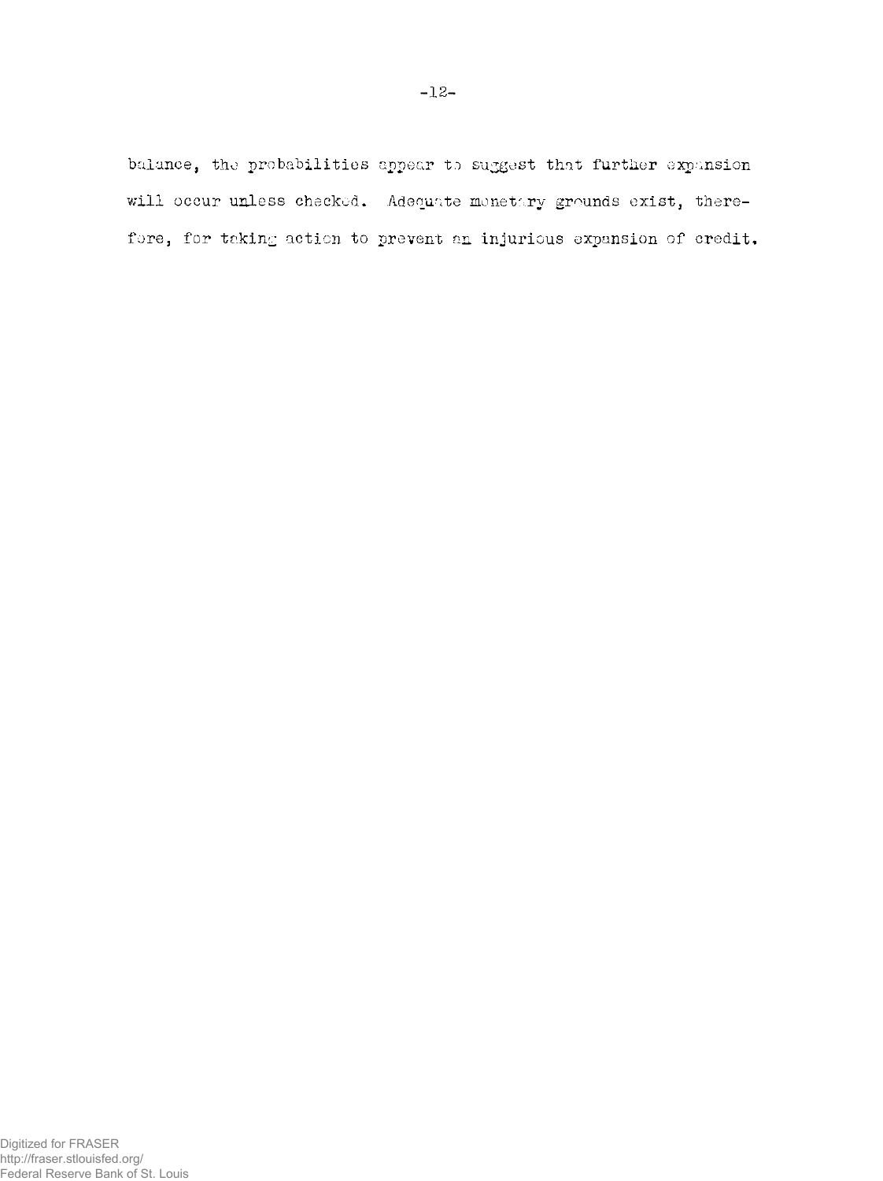balance, the probabilities appear to suggest that further expansion will occur unless checked. Adequate monetary grounds exist, therefore, for taking action to prevent an injurious expansion of credit.